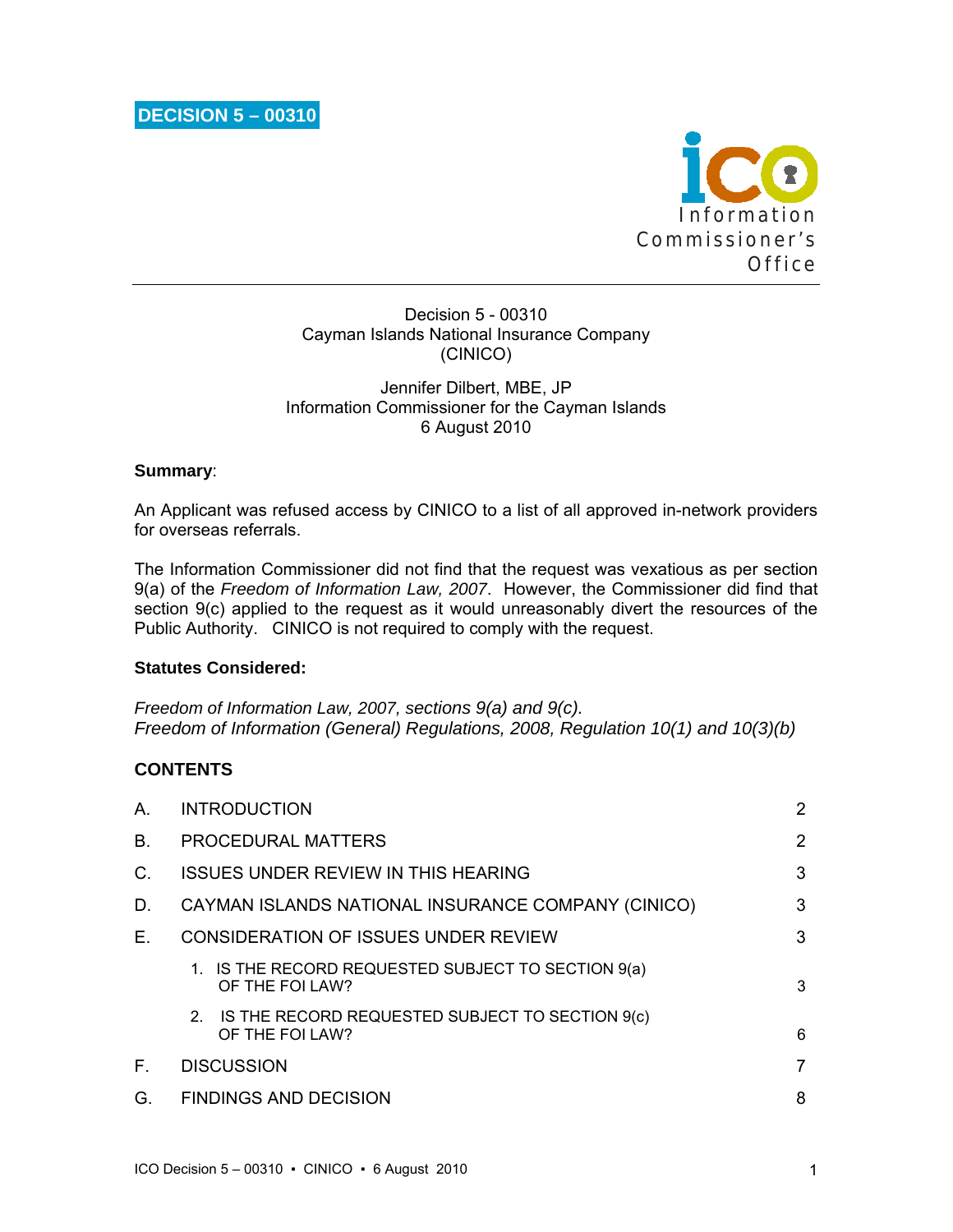**DECISION 5 – 00310**

Information Commissioner's Office

Decision 5 - 00310
Cayman Islands National Insurance Company
(CINICO)

Jennifer Dilbert, MBE, JP
Information Commissioner for the Cayman Islands
6 August 2010

**Summary**:

An Applicant was refused access by CINICO to a list of all approved in-network providers for overseas referrals.

The Information Commissioner did not find that the request was vexatious as per section 9(a) of the *Freedom of Information Law, 2007*. However, the Commissioner did find that section 9(c) applied to the request as it would unreasonably divert the resources of the Public Authority. CINICO is not required to comply with the request.

**Statutes Considered:**

*Freedom of Information Law, 2007, sections 9(a) and 9(c).*
*Freedom of Information (General) Regulations, 2008, Regulation 10(1) and 10(3)(b)*

**CONTENTS**

| | | |
|---|---|---|
| A. | INTRODUCTION | 2 |
| B. | PROCEDURAL MATTERS | 2 |
| C. | ISSUES UNDER REVIEW IN THIS HEARING | 3 |
| D. | CAYMAN ISLANDS NATIONAL INSURANCE COMPANY (CINICO) | 3 |
| E. | CONSIDERATION OF ISSUES UNDER REVIEW | 3 |
| | 1. IS THE RECORD REQUESTED SUBJECT TO SECTION 9(a) OF THE FOI LAW? | 3 |
| | 2. IS THE RECORD REQUESTED SUBJECT TO SECTION 9(c) OF THE FOI LAW? | 6 |
| F. | DISCUSSION | 7 |
| G. | FINDINGS AND DECISION | 8 |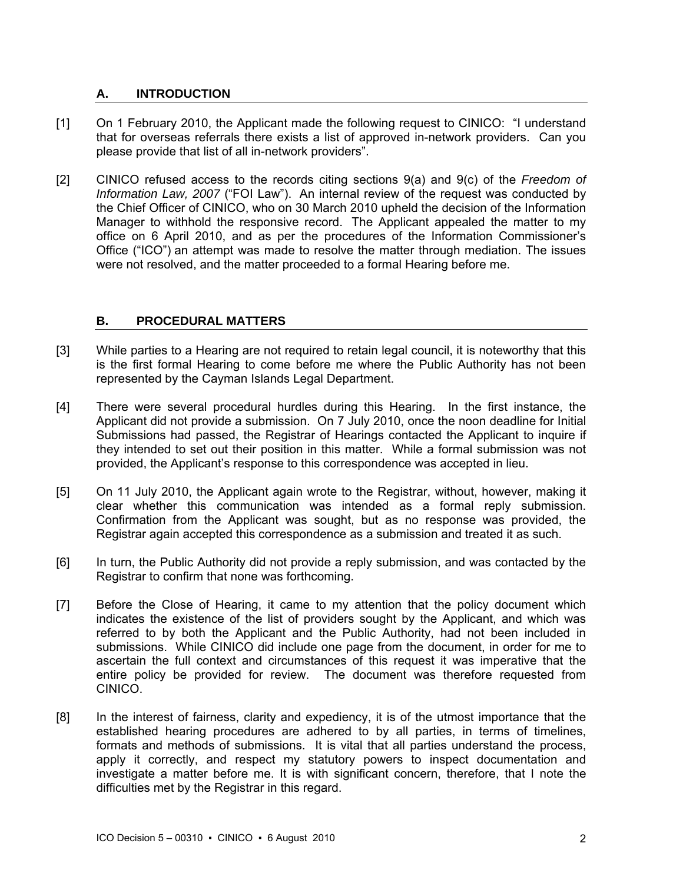## A. INTRODUCTION

[1] On 1 February 2010, the Applicant made the following request to CINICO: "I understand that for overseas referrals there exists a list of approved in-network providers. Can you please provide that list of all in-network providers".

[2] CINICO refused access to the records citing sections 9(a) and 9(c) of the *Freedom of Information Law, 2007* ("FOI Law"). An internal review of the request was conducted by the Chief Officer of CINICO, who on 30 March 2010 upheld the decision of the Information Manager to withhold the responsive record. The Applicant appealed the matter to my office on 6 April 2010, and as per the procedures of the Information Commissioner's Office ("ICO") an attempt was made to resolve the matter through mediation. The issues were not resolved, and the matter proceeded to a formal Hearing before me.

## B. PROCEDURAL MATTERS

[3] While parties to a Hearing are not required to retain legal council, it is noteworthy that this is the first formal Hearing to come before me where the Public Authority has not been represented by the Cayman Islands Legal Department.

[4] There were several procedural hurdles during this Hearing. In the first instance, the Applicant did not provide a submission. On 7 July 2010, once the noon deadline for Initial Submissions had passed, the Registrar of Hearings contacted the Applicant to inquire if they intended to set out their position in this matter. While a formal submission was not provided, the Applicant's response to this correspondence was accepted in lieu.

[5] On 11 July 2010, the Applicant again wrote to the Registrar, without, however, making it clear whether this communication was intended as a formal reply submission. Confirmation from the Applicant was sought, but as no response was provided, the Registrar again accepted this correspondence as a submission and treated it as such.

[6] In turn, the Public Authority did not provide a reply submission, and was contacted by the Registrar to confirm that none was forthcoming.

[7] Before the Close of Hearing, it came to my attention that the policy document which indicates the existence of the list of providers sought by the Applicant, and which was referred to by both the Applicant and the Public Authority, had not been included in submissions. While CINICO did include one page from the document, in order for me to ascertain the full context and circumstances of this request it was imperative that the entire policy be provided for review. The document was therefore requested from CINICO.

[8] In the interest of fairness, clarity and expediency, it is of the utmost importance that the established hearing procedures are adhered to by all parties, in terms of timelines, formats and methods of submissions. It is vital that all parties understand the process, apply it correctly, and respect my statutory powers to inspect documentation and investigate a matter before me. It is with significant concern, therefore, that I note the difficulties met by the Registrar in this regard.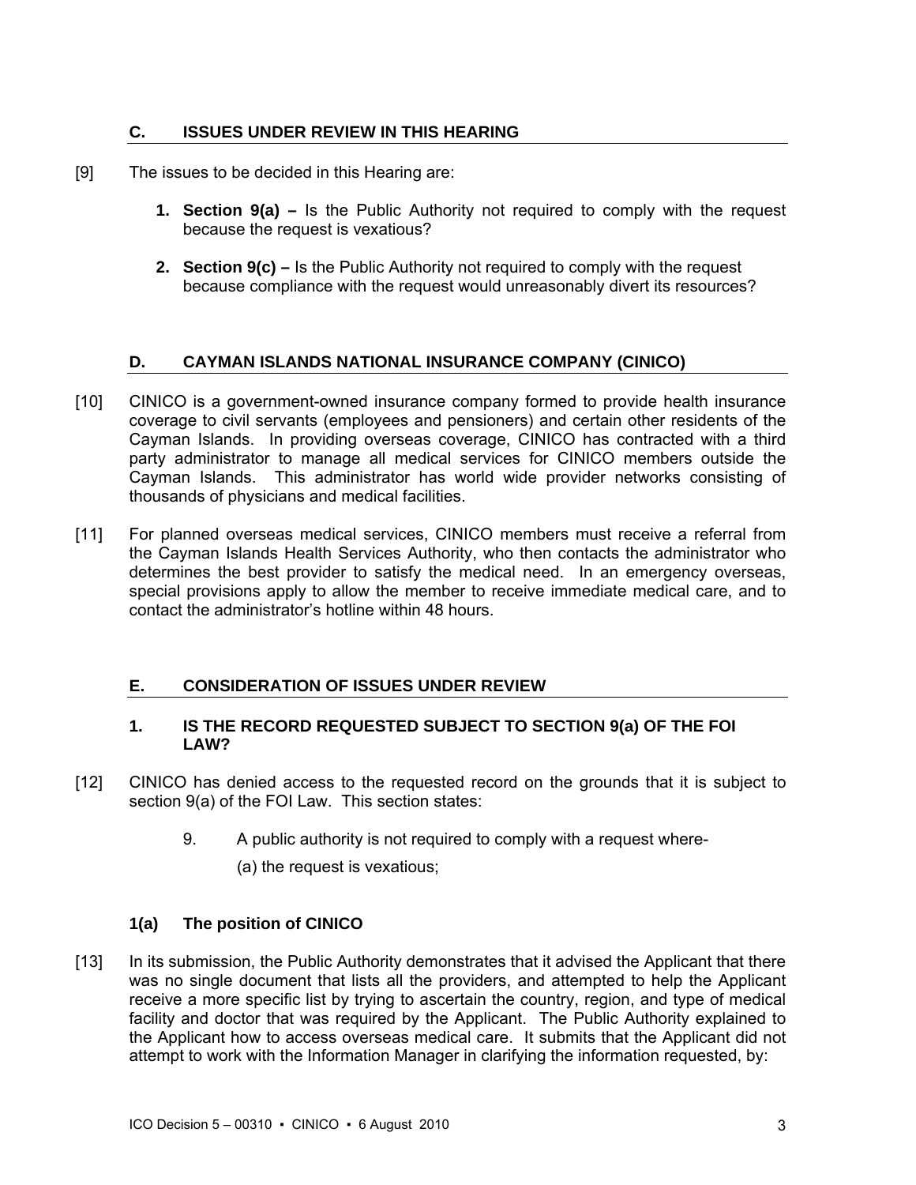## C. ISSUES UNDER REVIEW IN THIS HEARING

[9] The issues to be decided in this Hearing are:

1. **Section 9(a) –** Is the Public Authority not required to comply with the request because the request is vexatious?

2. **Section 9(c) –** Is the Public Authority not required to comply with the request because compliance with the request would unreasonably divert its resources?

## D. CAYMAN ISLANDS NATIONAL INSURANCE COMPANY (CINICO)

[10] CINICO is a government-owned insurance company formed to provide health insurance coverage to civil servants (employees and pensioners) and certain other residents of the Cayman Islands. In providing overseas coverage, CINICO has contracted with a third party administrator to manage all medical services for CINICO members outside the Cayman Islands. This administrator has world wide provider networks consisting of thousands of physicians and medical facilities.

[11] For planned overseas medical services, CINICO members must receive a referral from the Cayman Islands Health Services Authority, who then contacts the administrator who determines the best provider to satisfy the medical need. In an emergency overseas, special provisions apply to allow the member to receive immediate medical care, and to contact the administrator's hotline within 48 hours.

## E. CONSIDERATION OF ISSUES UNDER REVIEW

### 1. IS THE RECORD REQUESTED SUBJECT TO SECTION 9(a) OF THE FOI LAW?

[12] CINICO has denied access to the requested record on the grounds that it is subject to section 9(a) of the FOI Law. This section states:

> 9. A public authority is not required to comply with a request where-
>
> (a) the request is vexatious;

### 1(a) The position of CINICO

[13] In its submission, the Public Authority demonstrates that it advised the Applicant that there was no single document that lists all the providers, and attempted to help the Applicant receive a more specific list by trying to ascertain the country, region, and type of medical facility and doctor that was required by the Applicant. The Public Authority explained to the Applicant how to access overseas medical care. It submits that the Applicant did not attempt to work with the Information Manager in clarifying the information requested, by: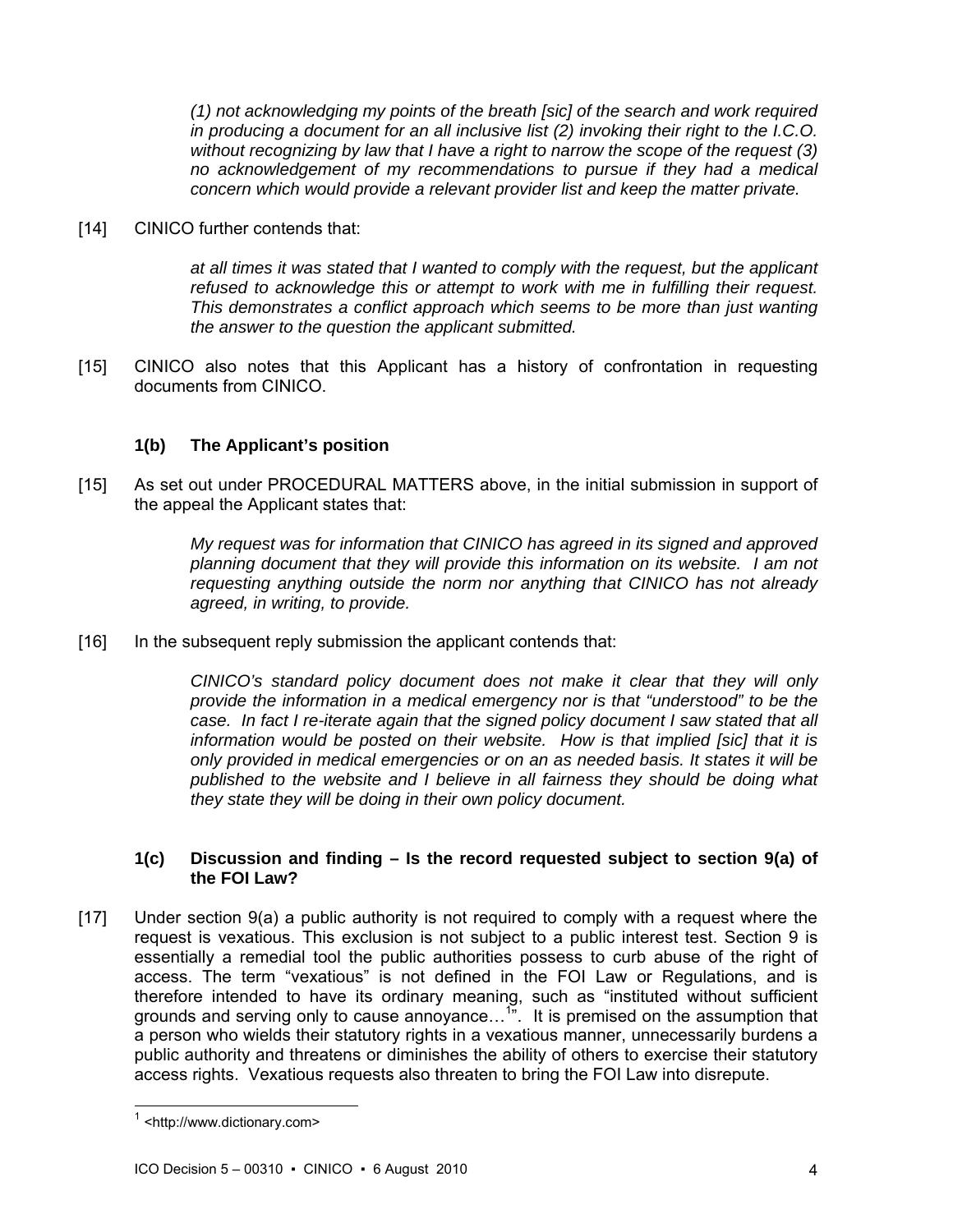> *(1) not acknowledging my points of the breath [sic] of the search and work required in producing a document for an all inclusive list (2) invoking their right to the I.C.O. without recognizing by law that I have a right to narrow the scope of the request (3) no acknowledgement of my recommendations to pursue if they had a medical concern which would provide a relevant provider list and keep the matter private.*

[14] CINICO further contends that:

> *at all times it was stated that I wanted to comply with the request, but the applicant refused to acknowledge this or attempt to work with me in fulfilling their request. This demonstrates a conflict approach which seems to be more than just wanting the answer to the question the applicant submitted.*

[15] CINICO also notes that this Applicant has a history of confrontation in requesting documents from CINICO.

### 1(b) The Applicant's position

[15] As set out under PROCEDURAL MATTERS above, in the initial submission in support of the appeal the Applicant states that:

> *My request was for information that CINICO has agreed in its signed and approved planning document that they will provide this information on its website. I am not requesting anything outside the norm nor anything that CINICO has not already agreed, in writing, to provide.*

[16] In the subsequent reply submission the applicant contends that:

> *CINICO's standard policy document does not make it clear that they will only provide the information in a medical emergency nor is that "understood" to be the case. In fact I re-iterate again that the signed policy document I saw stated that all information would be posted on their website. How is that implied [sic] that it is only provided in medical emergencies or on an as needed basis. It states it will be published to the website and I believe in all fairness they should be doing what they state they will be doing in their own policy document.*

### 1(c) Discussion and finding – Is the record requested subject to section 9(a) of the FOI Law?

[17] Under section 9(a) a public authority is not required to comply with a request where the request is vexatious. This exclusion is not subject to a public interest test. Section 9 is essentially a remedial tool the public authorities possess to curb abuse of the right of access. The term "vexatious" is not defined in the FOI Law or Regulations, and is therefore intended to have its ordinary meaning, such as "instituted without sufficient grounds and serving only to cause annoyance…[1]". It is premised on the assumption that a person who wields their statutory rights in a vexatious manner, unnecessarily burdens a public authority and threatens or diminishes the ability of others to exercise their statutory access rights. Vexatious requests also threaten to bring the FOI Law into disrepute.

---

[1] <http://www.dictionary.com>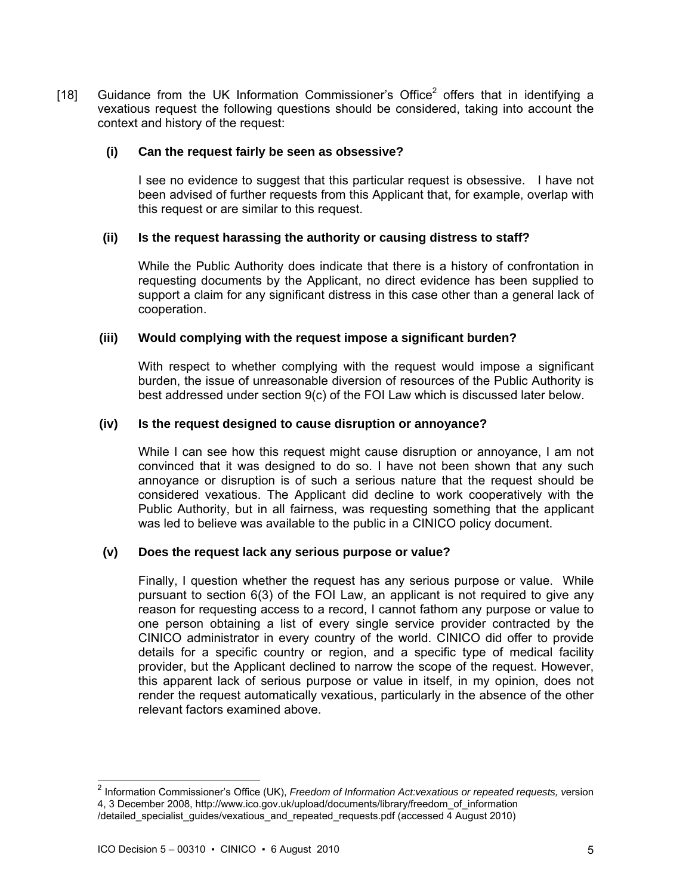[18] Guidance from the UK Information Commissioner's Office[2] offers that in identifying a vexatious request the following questions should be considered, taking into account the context and history of the request:

**(i) Can the request fairly be seen as obsessive?**

I see no evidence to suggest that this particular request is obsessive. I have not been advised of further requests from this Applicant that, for example, overlap with this request or are similar to this request.

**(ii) Is the request harassing the authority or causing distress to staff?**

While the Public Authority does indicate that there is a history of confrontation in requesting documents by the Applicant, no direct evidence has been supplied to support a claim for any significant distress in this case other than a general lack of cooperation.

**(iii) Would complying with the request impose a significant burden?**

With respect to whether complying with the request would impose a significant burden, the issue of unreasonable diversion of resources of the Public Authority is best addressed under section 9(c) of the FOI Law which is discussed later below.

**(iv) Is the request designed to cause disruption or annoyance?**

While I can see how this request might cause disruption or annoyance, I am not convinced that it was designed to do so. I have not been shown that any such annoyance or disruption is of such a serious nature that the request should be considered vexatious. The Applicant did decline to work cooperatively with the Public Authority, but in all fairness, was requesting something that the applicant was led to believe was available to the public in a CINICO policy document.

**(v) Does the request lack any serious purpose or value?**

Finally, I question whether the request has any serious purpose or value. While pursuant to section 6(3) of the FOI Law, an applicant is not required to give any reason for requesting access to a record, I cannot fathom any purpose or value to one person obtaining a list of every single service provider contracted by the CINICO administrator in every country of the world. CINICO did offer to provide details for a specific country or region, and a specific type of medical facility provider, but the Applicant declined to narrow the scope of the request. However, this apparent lack of serious purpose or value in itself, in my opinion, does not render the request automatically vexatious, particularly in the absence of the other relevant factors examined above.

---

[2] Information Commissioner's Office (UK), *Freedom of Information Act:vexatious or repeated requests,* version 4, 3 December 2008, http://www.ico.gov.uk/upload/documents/library/freedom_of_information /detailed_specialist_guides/vexatious_and_repeated_requests.pdf (accessed 4 August 2010)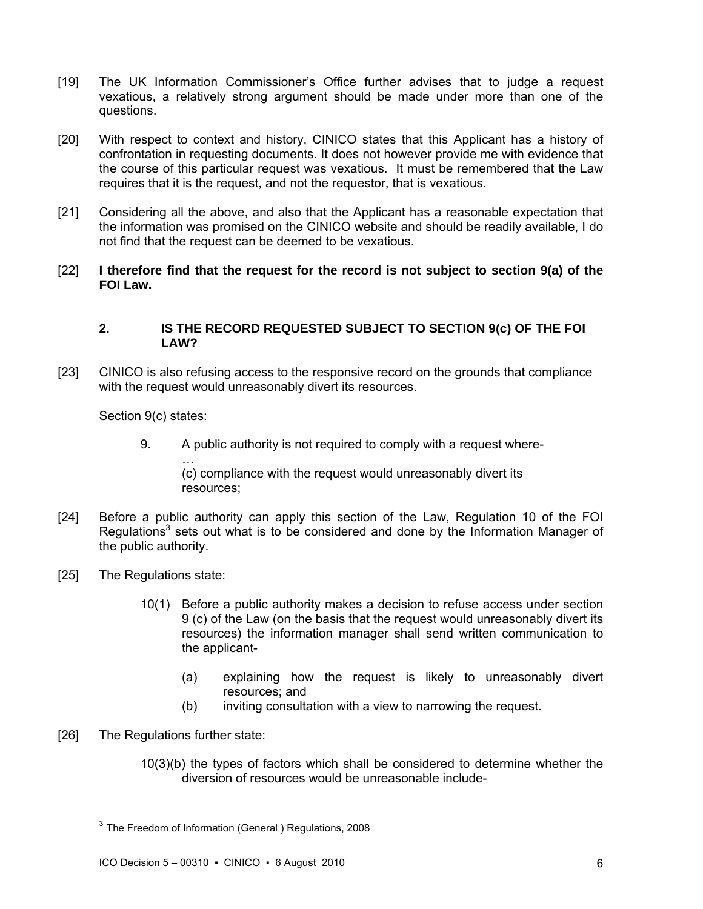[19] The UK Information Commissioner's Office further advises that to judge a request vexatious, a relatively strong argument should be made under more than one of the questions.

[20] With respect to context and history, CINICO states that this Applicant has a history of confrontation in requesting documents. It does not however provide me with evidence that the course of this particular request was vexatious. It must be remembered that the Law requires that it is the request, and not the requestor, that is vexatious.

[21] Considering all the above, and also that the Applicant has a reasonable expectation that the information was promised on the CINICO website and should be readily available, I do not find that the request can be deemed to be vexatious.

[22] **I therefore find that the request for the record is not subject to section 9(a) of the FOI Law.**

### 2. IS THE RECORD REQUESTED SUBJECT TO SECTION 9(c) OF THE FOI LAW?

[23] CINICO is also refusing access to the responsive record on the grounds that compliance with the request would unreasonably divert its resources.

Section 9(c) states:

> 9. A public authority is not required to comply with a request where-
> …
> (c) compliance with the request would unreasonably divert its resources;

[24] Before a public authority can apply this section of the Law, Regulation 10 of the FOI Regulations[3] sets out what is to be considered and done by the Information Manager of the public authority.

[25] The Regulations state:

> 10(1) Before a public authority makes a decision to refuse access under section 9 (c) of the Law (on the basis that the request would unreasonably divert its resources) the information manager shall send written communication to the applicant-
>
> (a) explaining how the request is likely to unreasonably divert resources; and
> (b) inviting consultation with a view to narrowing the request.

[26] The Regulations further state:

> 10(3)(b) the types of factors which shall be considered to determine whether the diversion of resources would be unreasonable include-

---

[3] The Freedom of Information (General ) Regulations, 2008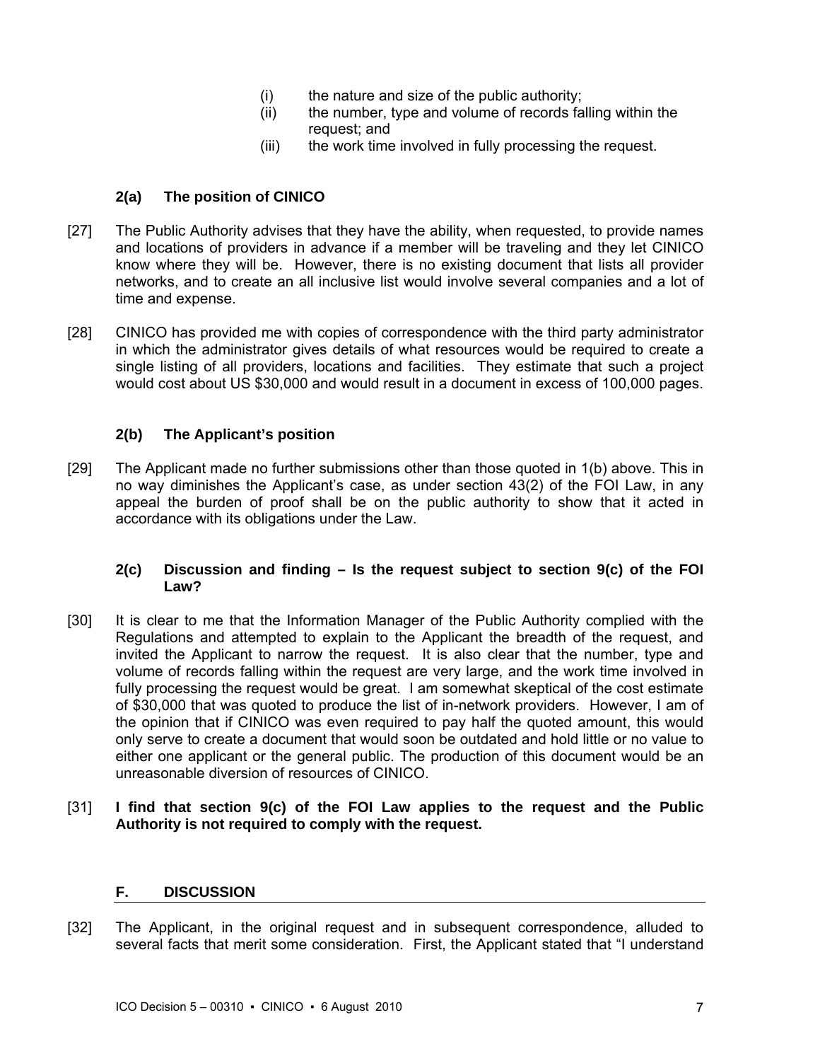(i) the nature and size of the public authority;
(ii) the number, type and volume of records falling within the request; and
(iii) the work time involved in fully processing the request.

### 2(a) The position of CINICO

[27] The Public Authority advises that they have the ability, when requested, to provide names and locations of providers in advance if a member will be traveling and they let CINICO know where they will be. However, there is no existing document that lists all provider networks, and to create an all inclusive list would involve several companies and a lot of time and expense.

[28] CINICO has provided me with copies of correspondence with the third party administrator in which the administrator gives details of what resources would be required to create a single listing of all providers, locations and facilities. They estimate that such a project would cost about US $30,000 and would result in a document in excess of 100,000 pages.

### 2(b) The Applicant's position

[29] The Applicant made no further submissions other than those quoted in 1(b) above. This in no way diminishes the Applicant's case, as under section 43(2) of the FOI Law, in any appeal the burden of proof shall be on the public authority to show that it acted in accordance with its obligations under the Law.

### 2(c) Discussion and finding – Is the request subject to section 9(c) of the FOI Law?

[30] It is clear to me that the Information Manager of the Public Authority complied with the Regulations and attempted to explain to the Applicant the breadth of the request, and invited the Applicant to narrow the request. It is also clear that the number, type and volume of records falling within the request are very large, and the work time involved in fully processing the request would be great. I am somewhat skeptical of the cost estimate of $30,000 that was quoted to produce the list of in-network providers. However, I am of the opinion that if CINICO was even required to pay half the quoted amount, this would only serve to create a document that would soon be outdated and hold little or no value to either one applicant or the general public. The production of this document would be an unreasonable diversion of resources of CINICO.

[31] **I find that section 9(c) of the FOI Law applies to the request and the Public Authority is not required to comply with the request.**

## F. DISCUSSION

[32] The Applicant, in the original request and in subsequent correspondence, alluded to several facts that merit some consideration. First, the Applicant stated that "I understand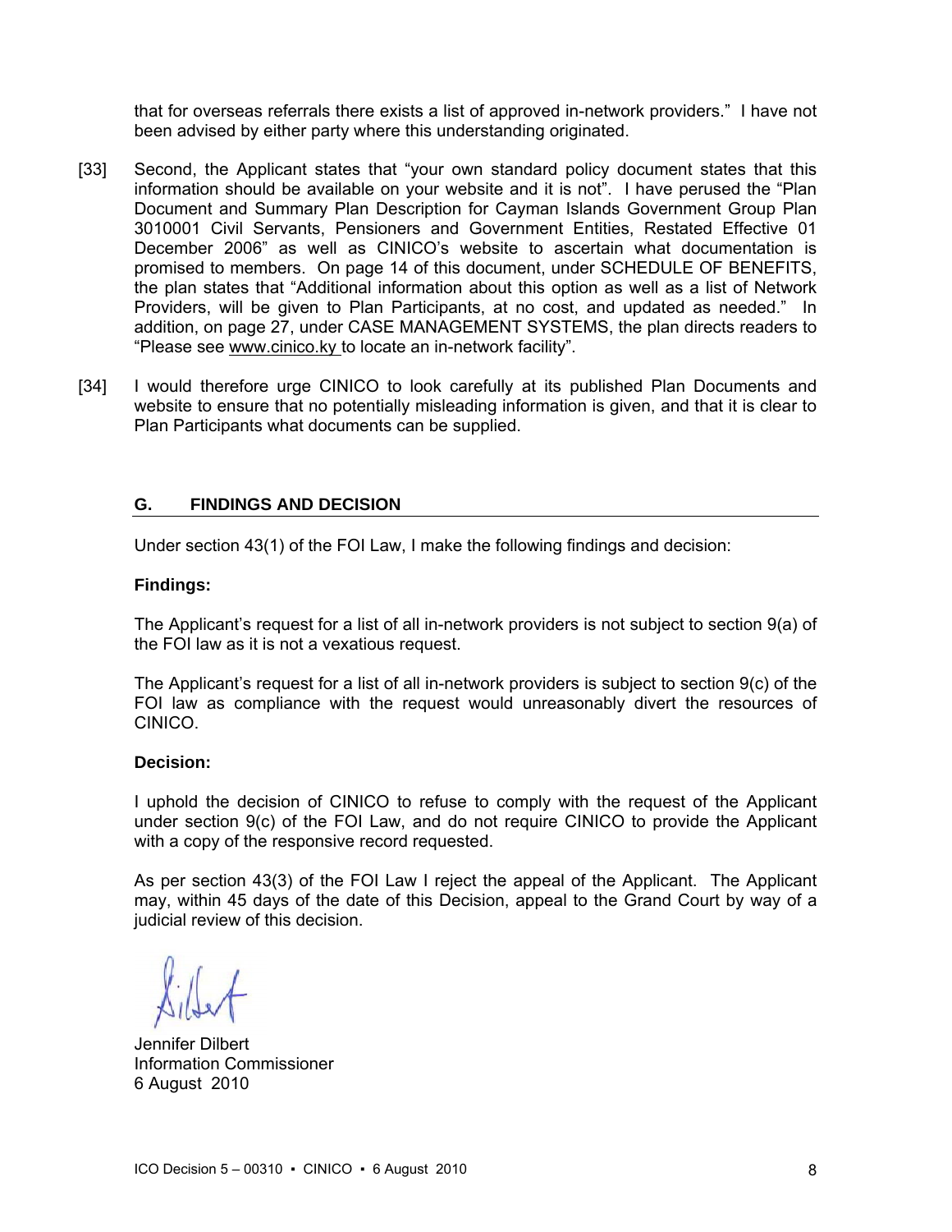that for overseas referrals there exists a list of approved in-network providers." I have not been advised by either party where this understanding originated.

[33] Second, the Applicant states that "your own standard policy document states that this information should be available on your website and it is not". I have perused the "Plan Document and Summary Plan Description for Cayman Islands Government Group Plan 3010001 Civil Servants, Pensioners and Government Entities, Restated Effective 01 December 2006" as well as CINICO's website to ascertain what documentation is promised to members. On page 14 of this document, under SCHEDULE OF BENEFITS, the plan states that "Additional information about this option as well as a list of Network Providers, will be given to Plan Participants, at no cost, and updated as needed." In addition, on page 27, under CASE MANAGEMENT SYSTEMS, the plan directs readers to "Please see www.cinico.ky to locate an in-network facility".

[34] I would therefore urge CINICO to look carefully at its published Plan Documents and website to ensure that no potentially misleading information is given, and that it is clear to Plan Participants what documents can be supplied.

## G. FINDINGS AND DECISION

Under section 43(1) of the FOI Law, I make the following findings and decision:

**Findings:**

The Applicant's request for a list of all in-network providers is not subject to section 9(a) of the FOI law as it is not a vexatious request.

The Applicant's request for a list of all in-network providers is subject to section 9(c) of the FOI law as compliance with the request would unreasonably divert the resources of CINICO.

**Decision:**

I uphold the decision of CINICO to refuse to comply with the request of the Applicant under section 9(c) of the FOI Law, and do not require CINICO to provide the Applicant with a copy of the responsive record requested.

As per section 43(3) of the FOI Law I reject the appeal of the Applicant. The Applicant may, within 45 days of the date of this Decision, appeal to the Grand Court by way of a judicial review of this decision.

Jennifer Dilbert
Information Commissioner
6 August 2010